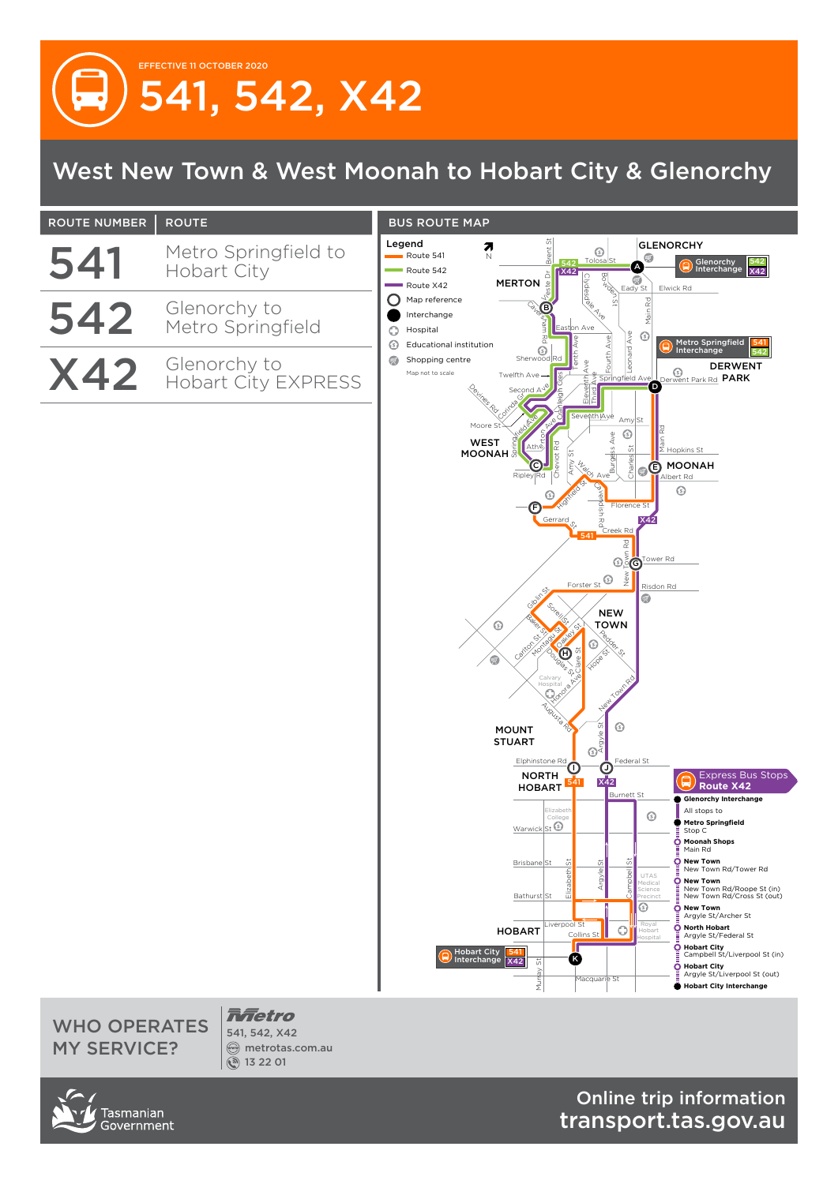EFFECTIVE 11 OCTOBER 2020

# 541, 542, X42

## West New Town & West Moonah to Hobart City & Glenorchy

| ROUTE NUMBER | ROUTE |
|---|---|
| 541 | Metro Springfield to Hobart City |
| 542 | Glenorchy to Metro Springfield |
| X42 | Glenorchy to Hobart City EXPRESS |

### BUS ROUTE MAP

**Legend**

- Route 541
- Route 542
- Route X42
- Map reference
- Interchange
- Hospital
- Educational institution
- Shopping centre

Map not to scale

**Express Bus Stops Route X42**

- **Glenorchy Interchange** – All stops to
- **Metro Springfield** – Stop C
- **Moonah Shops** – Main Rd
- **New Town** – New Town Rd/Tower Rd
- **New Town** – New Town Rd/Roope St (in), New Town Rd/Cross St (out)
- **New Town** – Argyle St/Archer St
- **North Hobart** – Argyle St/Federal St
- **Hobart City** – Campbell St/Liverpool St (in)
- **Hobart City** – Argyle St/Liverpool St (out)
- **Hobart City Interchange**

## WHO OPERATES MY SERVICE?

Metro
541, 542, X42
metrotas.com.au
13 22 01

Tasmanian Government

Online trip information
transport.tas.gov.au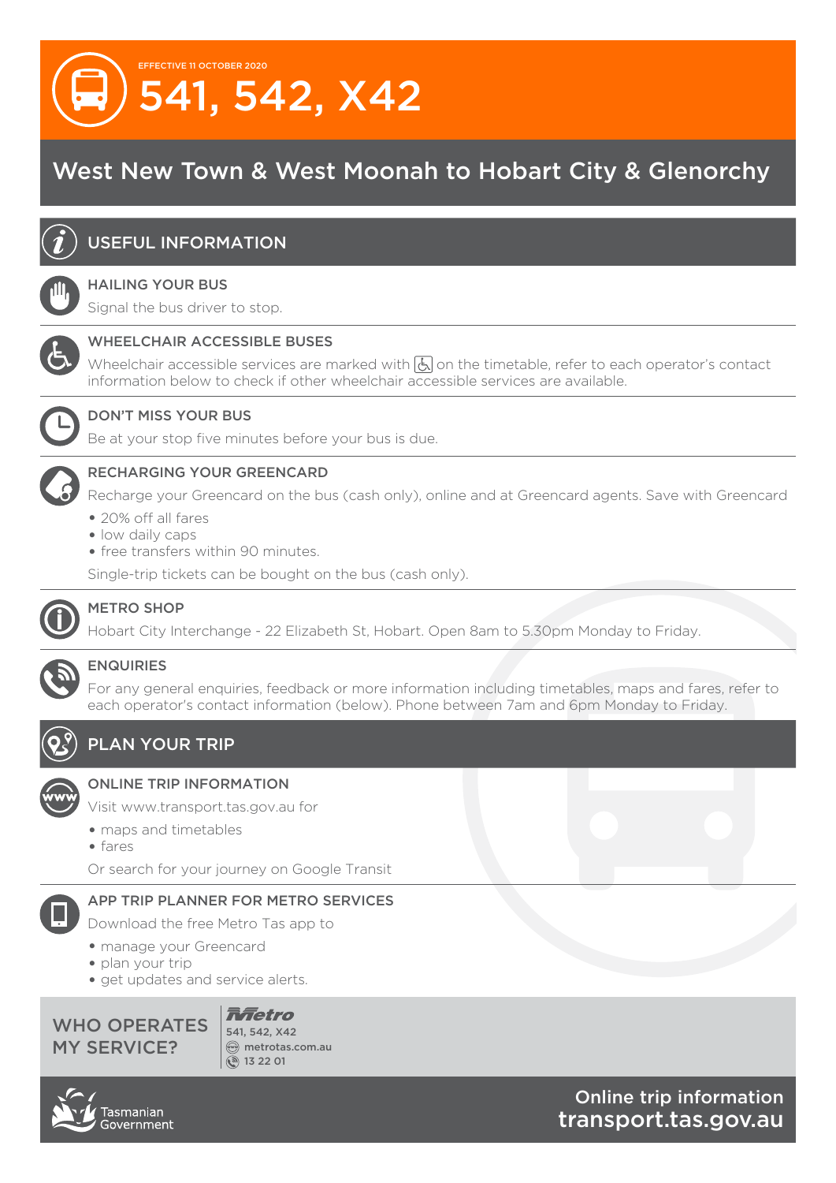EFFECTIVE 11 OCTOBER 2020

# 541, 542, X42

## West New Town & West Moonah to Hobart City & Glenorchy

## USEFUL INFORMATION

### HAILING YOUR BUS

Signal the bus driver to stop.

### WHEELCHAIR ACCESSIBLE BUSES

Wheelchair accessible services are marked with ♿ on the timetable, refer to each operator's contact information below to check if other wheelchair accessible services are available.

### DON'T MISS YOUR BUS

Be at your stop five minutes before your bus is due.

### RECHARGING YOUR GREENCARD

Recharge your Greencard on the bus (cash only), online and at Greencard agents. Save with Greencard

- 20% off all fares
- low daily caps
- free transfers within 90 minutes.

Single-trip tickets can be bought on the bus (cash only).

### METRO SHOP

Hobart City Interchange - 22 Elizabeth St, Hobart. Open 8am to 5.30pm Monday to Friday.

### ENQUIRIES

For any general enquiries, feedback or more information including timetables, maps and fares, refer to each operator's contact information (below). Phone between 7am and 6pm Monday to Friday.

## PLAN YOUR TRIP

### ONLINE TRIP INFORMATION

Visit www.transport.tas.gov.au for

- maps and timetables
- fares

Or search for your journey on Google Transit

### APP TRIP PLANNER FOR METRO SERVICES

Download the free Metro Tas app to

- manage your Greencard
- plan your trip
- get updates and service alerts.

## WHO OPERATES MY SERVICE?

**Metro**
541, 542, X42
metrotas.com.au
13 22 01

Tasmanian Government

Online trip information
transport.tas.gov.au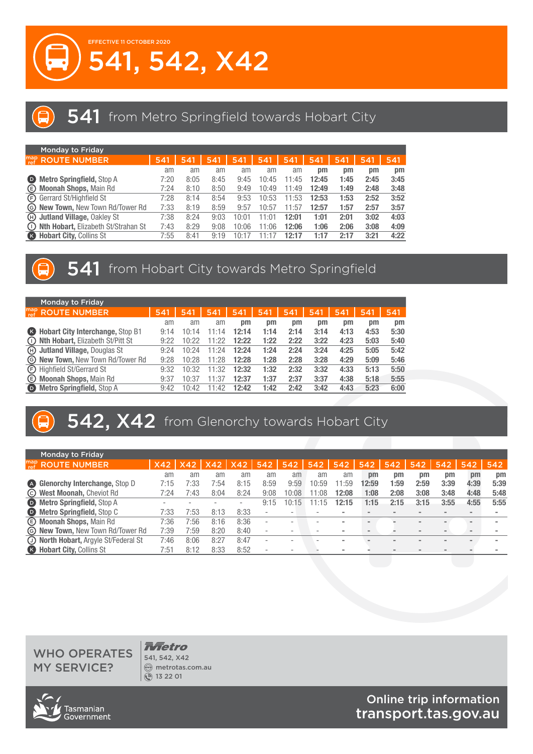EFFECTIVE 11 OCTOBER 2020

# 541, 542, X42

## 541 from Metro Springfield towards Hobart City

Monday to Friday

| map ref | ROUTE NUMBER | 541 | 541 | 541 | 541 | 541 | 541 | 541 | 541 | 541 | 541 |
|---|---|---|---|---|---|---|---|---|---|---|---|
| | | am | am | am | am | am | am | pm | pm | pm | pm |
| D | **Metro Springfield**, Stop A | 7:20 | 8:05 | 8:45 | 9:45 | 10:45 | 11:45 | **12:45** | **1:45** | **2:45** | **3:45** |
| E | **Moonah Shops**, Main Rd | 7:24 | 8:10 | 8:50 | 9:49 | 10:49 | 11:49 | **12:49** | **1:49** | **2:48** | **3:48** |
| F | Gerrard St/Highfield St | 7:28 | 8:14 | 8:54 | 9:53 | 10:53 | 11:53 | **12:53** | **1:53** | **2:52** | **3:52** |
| G | **New Town**, New Town Rd/Tower Rd | 7:33 | 8:19 | 8:59 | 9:57 | 10:57 | 11:57 | **12:57** | **1:57** | **2:57** | **3:57** |
| H | **Jutland Village**, Oakley St | 7:38 | 8:24 | 9:03 | 10:01 | 11:01 | **12:01** | **1:01** | **2:01** | **3:02** | **4:03** |
| I | **Nth Hobart**, Elizabeth St/Strahan St | 7:43 | 8:29 | 9:08 | 10:06 | 11:06 | **12:06** | **1:06** | **2:06** | **3:08** | **4:09** |
| K | **Hobart City**, Collins St | 7:55 | 8:41 | 9:19 | 10:17 | 11:17 | **12:17** | **1:17** | **2:17** | **3:21** | **4:22** |

## 541 from Hobart City towards Metro Springfield

Monday to Friday

| map ref | ROUTE NUMBER | 541 | 541 | 541 | 541 | 541 | 541 | 541 | 541 | 541 | 541 |
|---|---|---|---|---|---|---|---|---|---|---|---|
| | | am | am | am | pm | pm | pm | pm | pm | pm | pm |
| K | **Hobart City Interchange**, Stop B1 | 9:14 | 10:14 | 11:14 | **12:14** | **1:14** | **2:14** | **3:14** | **4:13** | **4:53** | **5:30** |
| I | **Nth Hobart**, Elizabeth St/Pitt St | 9:22 | 10:22 | 11:22 | **12:22** | **1:22** | **2:22** | **3:22** | **4:23** | **5:03** | **5:40** |
| H | **Jutland Village**, Douglas St | 9:24 | 10:24 | 11:24 | **12:24** | **1:24** | **2:24** | **3:24** | **4:25** | **5:05** | **5:42** |
| G | **New Town**, New Town Rd/Tower Rd | 9:28 | 10:28 | 11:28 | **12:28** | **1:28** | **2:28** | **3:28** | **4:29** | **5:09** | **5:46** |
| F | Highfield St/Gerrard St | 9:32 | 10:32 | 11:32 | **12:32** | **1:32** | **2:32** | **3:32** | **4:33** | **5:13** | **5:50** |
| E | **Moonah Shops**, Main Rd | 9:37 | 10:37 | 11:37 | **12:37** | **1:37** | **2:37** | **3:37** | **4:38** | **5:18** | **5:55** |
| D | **Metro Springfield**, Stop A | 9:42 | 10:42 | 11:42 | **12:42** | **1:42** | **2:42** | **3:42** | **4:43** | **5:23** | **6:00** |

## 542, X42 from Glenorchy towards Hobart City

Monday to Friday

| map ref | ROUTE NUMBER | X42 | X42 | X42 | X42 | 542 | 542 | 542 | 542 | 542 | 542 | 542 | 542 | 542 | 542 |
|---|---|---|---|---|---|---|---|---|---|---|---|---|---|---|---|
| | | am | am | am | am | am | am | am | am | pm | pm | pm | pm | pm | pm |
| A | **Glenorchy Interchange**, Stop D | 7:15 | 7:33 | 7:54 | 8:15 | 8:59 | 9:59 | 10:59 | 11:59 | **12:59** | **1:59** | **2:59** | **3:39** | **4:39** | **5:39** |
| C | **West Moonah**, Cheviot Rd | 7:24 | 7:43 | 8:04 | 8:24 | 9:08 | 10:08 | 11:08 | **12:08** | **1:08** | **2:08** | **3:08** | **3:48** | **4:48** | **5:48** |
| D | **Metro Springfield**, Stop A | - | - | - | - | 9:15 | 10:15 | 11:15 | **12:15** | **1:15** | **2:15** | **3:15** | **3:55** | **4:55** | **5:55** |
| D | **Metro Springfield**, Stop C | 7:33 | 7:53 | 8:13 | 8:33 | - | - | - | - | - | - | - | - | - | - |
| E | **Moonah Shops**, Main Rd | 7:36 | 7:56 | 8:16 | 8:36 | - | - | - | - | - | - | - | - | - | - |
| G | **New Town**, New Town Rd/Tower Rd | 7:39 | 7:59 | 8:20 | 8:40 | - | - | - | - | - | - | - | - | - | - |
| J | **North Hobart**, Argyle St/Federal St | 7:46 | 8:06 | 8:27 | 8:47 | - | - | - | - | - | - | - | - | - | - |
| K | **Hobart City**, Collins St | 7:51 | 8:12 | 8:33 | 8:52 | - | - | - | - | - | - | - | - | - | - |

WHO OPERATES MY SERVICE?

Metro
541, 542, X42
metrotas.com.au
13 22 01

Tasmanian Government

Online trip information
transport.tas.gov.au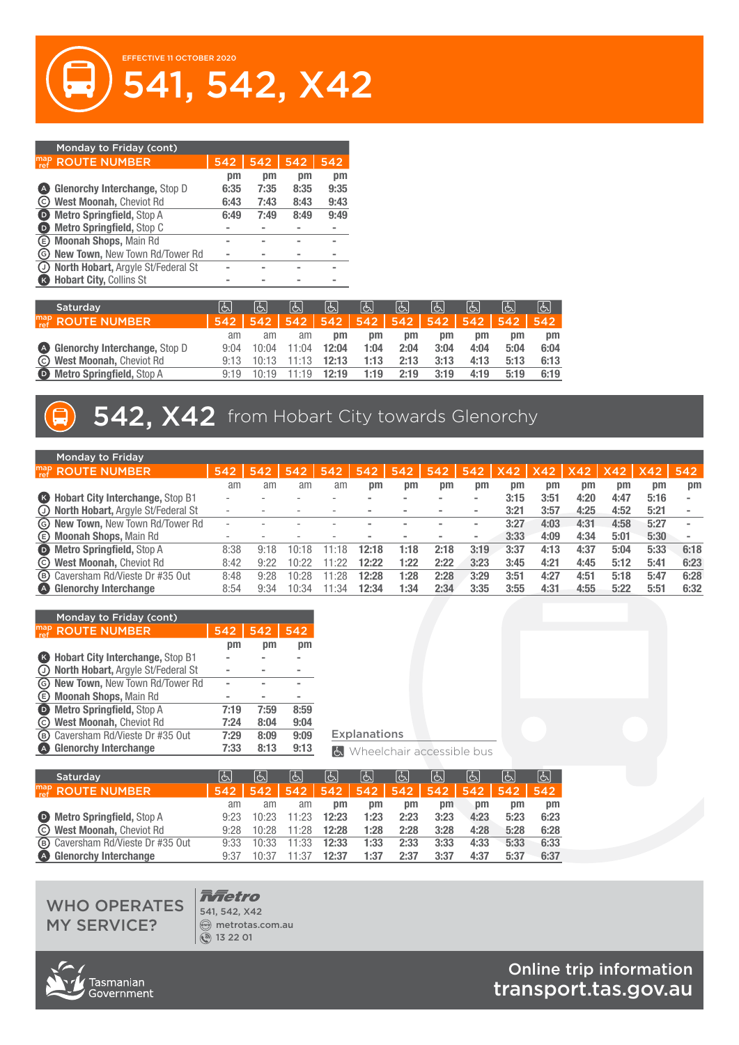EFFECTIVE 11 OCTOBER 2020

# 541, 542, X42

| Monday to Friday (cont) | | | | |
|---|---|---|---|---|
| map ref ROUTE NUMBER | 542 | 542 | 542 | 542 |
| | pm | pm | pm | pm |
| A Glenorchy Interchange, Stop D | 6:35 | 7:35 | 8:35 | 9:35 |
| C West Moonah, Cheviot Rd | 6:43 | 7:43 | 8:43 | 9:43 |
| D Metro Springfield, Stop A | 6:49 | 7:49 | 8:49 | 9:49 |
| D Metro Springfield, Stop C | - | - | - | - |
| E Moonah Shops, Main Rd | - | - | - | - |
| G New Town, New Town Rd/Tower Rd | - | - | - | - |
| J North Hobart, Argyle St/Federal St | - | - | - | - |
| K Hobart City, Collins St | - | - | - | - |

| Saturday | ♿ | ♿ | ♿ | ♿ | ♿ | ♿ | ♿ | ♿ | ♿ | ♿ |
|---|---|---|---|---|---|---|---|---|---|---|
| map ref ROUTE NUMBER | 542 | 542 | 542 | 542 | 542 | 542 | 542 | 542 | 542 | 542 |
| | am | am | am | pm | pm | pm | pm | pm | pm | pm |
| A Glenorchy Interchange, Stop D | 9:04 | 10:04 | 11:04 | 12:04 | 1:04 | 2:04 | 3:04 | 4:04 | 5:04 | 6:04 |
| C West Moonah, Cheviot Rd | 9:13 | 10:13 | 11:13 | 12:13 | 1:13 | 2:13 | 3:13 | 4:13 | 5:13 | 6:13 |
| D Metro Springfield, Stop A | 9:19 | 10:19 | 11:19 | 12:19 | 1:19 | 2:19 | 3:19 | 4:19 | 5:19 | 6:19 |

## 542, X42 from Hobart City towards Glenorchy

| Monday to Friday | | | | | | | | | | | | | | |
|---|---|---|---|---|---|---|---|---|---|---|---|---|---|---|
| map ref ROUTE NUMBER | 542 | 542 | 542 | 542 | 542 | 542 | 542 | 542 | X42 | X42 | X42 | X42 | X42 | 542 |
| | am | am | am | am | pm | pm | pm | pm | pm | pm | pm | pm | pm | pm |
| K Hobart City Interchange, Stop B1 | - | - | - | - | - | - | - | - | 3:15 | 3:51 | 4:20 | 4:47 | 5:16 | - |
| J North Hobart, Argyle St/Federal St | - | - | - | - | - | - | - | - | 3:21 | 3:57 | 4:25 | 4:52 | 5:21 | - |
| G New Town, New Town Rd/Tower Rd | - | - | - | - | - | - | - | - | 3:27 | 4:03 | 4:31 | 4:58 | 5:27 | - |
| E Moonah Shops, Main Rd | - | - | - | - | - | - | - | - | 3:33 | 4:09 | 4:34 | 5:01 | 5:30 | - |
| D Metro Springfield, Stop A | 8:38 | 9:18 | 10:18 | 11:18 | 12:18 | 1:18 | 2:18 | 3:19 | 3:37 | 4:13 | 4:37 | 5:04 | 5:33 | 6:18 |
| C West Moonah, Cheviot Rd | 8:42 | 9:22 | 10:22 | 11:22 | 12:22 | 1:22 | 2:22 | 3:23 | 3:45 | 4:21 | 4:45 | 5:12 | 5:41 | 6:23 |
| B Caversham Rd/Vieste Dr #35 Out | 8:48 | 9:28 | 10:28 | 11:28 | 12:28 | 1:28 | 2:28 | 3:29 | 3:51 | 4:27 | 4:51 | 5:18 | 5:47 | 6:28 |
| A Glenorchy Interchange | 8:54 | 9:34 | 10:34 | 11:34 | 12:34 | 1:34 | 2:34 | 3:35 | 3:55 | 4:31 | 4:55 | 5:22 | 5:51 | 6:32 |

| Monday to Friday (cont) | | | |
|---|---|---|---|
| map ref ROUTE NUMBER | 542 | 542 | 542 |
| | pm | pm | pm |
| K Hobart City Interchange, Stop B1 | - | - | - |
| J North Hobart, Argyle St/Federal St | - | - | - |
| G New Town, New Town Rd/Tower Rd | - | - | - |
| E Moonah Shops, Main Rd | - | - | - |
| D Metro Springfield, Stop A | 7:19 | 7:59 | 8:59 |
| C West Moonah, Cheviot Rd | 7:24 | 8:04 | 9:04 |
| B Caversham Rd/Vieste Dr #35 Out | 7:29 | 8:09 | 9:09 |
| A Glenorchy Interchange | 7:33 | 8:13 | 9:13 |

Explanations

♿ Wheelchair accessible bus

| Saturday | ♿ | ♿ | ♿ | ♿ | ♿ | ♿ | ♿ | ♿ | ♿ | ♿ |
|---|---|---|---|---|---|---|---|---|---|---|
| map ref ROUTE NUMBER | 542 | 542 | 542 | 542 | 542 | 542 | 542 | 542 | 542 | 542 |
| | am | am | am | pm | pm | pm | pm | pm | pm | pm |
| D Metro Springfield, Stop A | 9:23 | 10:23 | 11:23 | 12:23 | 1:23 | 2:23 | 3:23 | 4:23 | 5:23 | 6:23 |
| C West Moonah, Cheviot Rd | 9:28 | 10:28 | 11:28 | 12:28 | 1:28 | 2:28 | 3:28 | 4:28 | 5:28 | 6:28 |
| B Caversham Rd/Vieste Dr #35 Out | 9:33 | 10:33 | 11:33 | 12:33 | 1:33 | 2:33 | 3:33 | 4:33 | 5:33 | 6:33 |
| A Glenorchy Interchange | 9:37 | 10:37 | 11:37 | 12:37 | 1:37 | 2:37 | 3:37 | 4:37 | 5:37 | 6:37 |

WHO OPERATES MY SERVICE?

Metro
541, 542, X42
metrotas.com.au
13 22 01

Tasmanian Government

Online trip information
transport.tas.gov.au